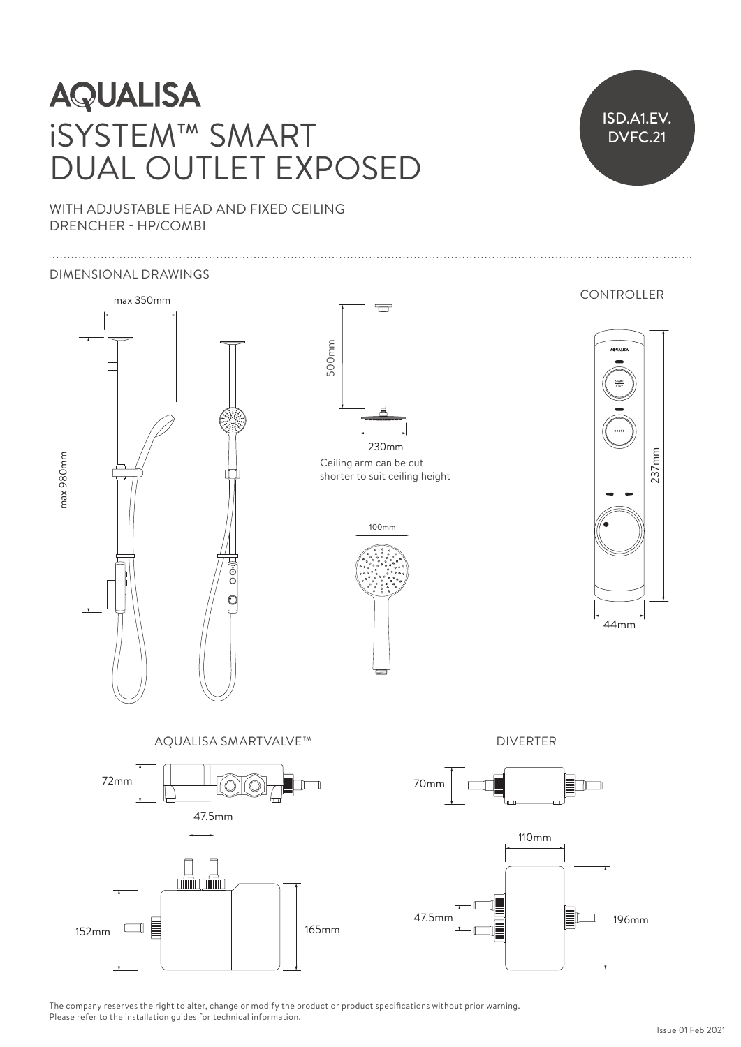# AQUALISA

# iSYSTEM™ SMART DUAL OUTLET EXPOSED

ISD.A1.EV.DVFC.21

WITH ADJUSTABLE HEAD AND FIXED CEILING DRENCHER - HP/COMBI

## DIMENSIONAL DRAWINGS

max 350mm

max 980mm

500mm

230mm

Ceiling arm can be cut shorter to suit ceiling height

100mm

CONTROLLER

AQUALISA

START STOP

BOOST

237mm

44mm

AQUALISA SMARTVALVE™

72mm

47.5mm

152mm

165mm

DIVERTER

70mm

110mm

47.5mm

196mm

The company reserves the right to alter, change or modify the product or product specifications without prior warning.
Please refer to the installation guides for technical information.

Issue 01 Feb 2021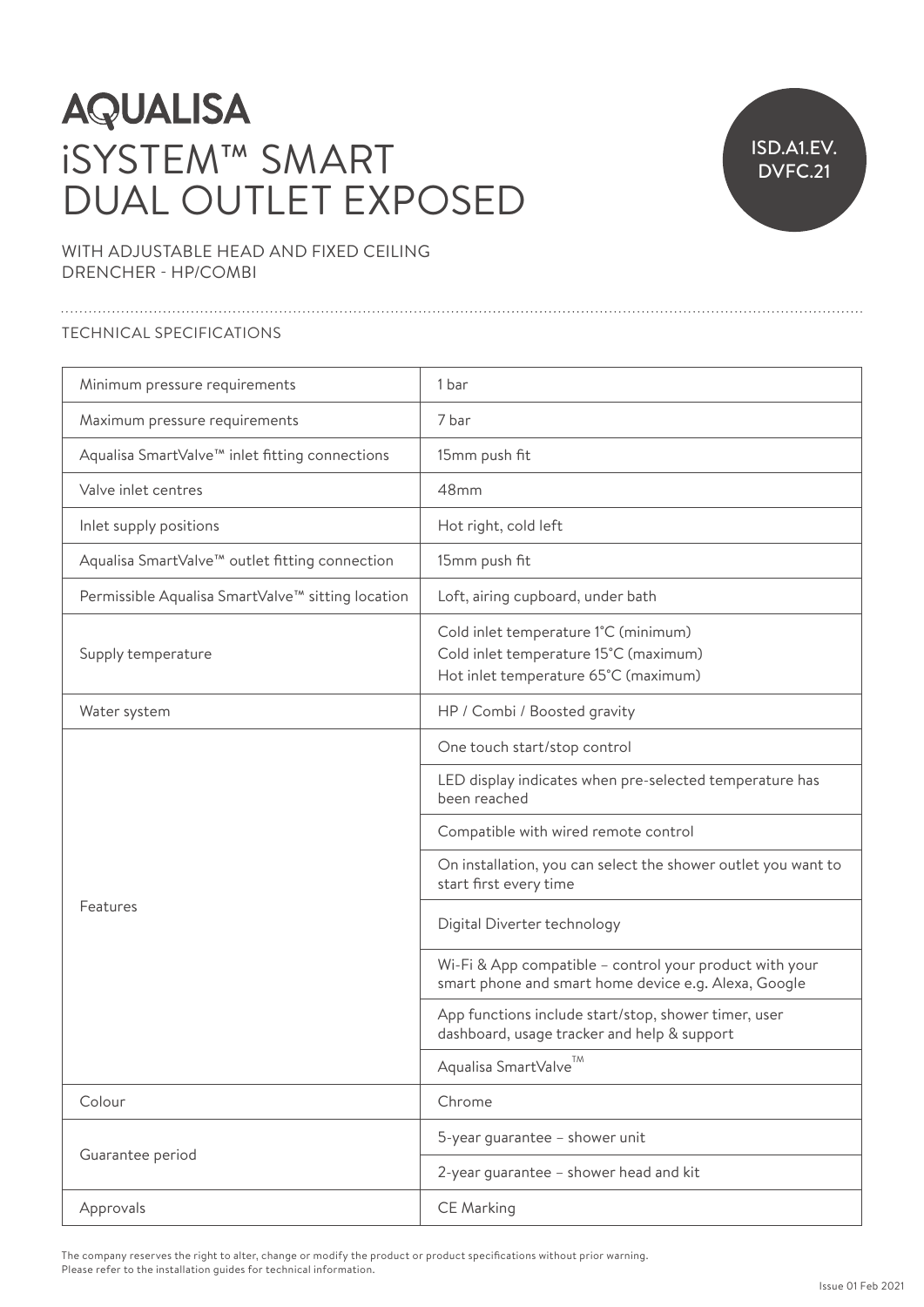# AQUALISA

# iSYSTEM™ SMART DUAL OUTLET EXPOSED

ISD.A1.EV.DVFC.21

WITH ADJUSTABLE HEAD AND FIXED CEILING DRENCHER - HP/COMBI

TECHNICAL SPECIFICATIONS

| | |
|---|---|
| Minimum pressure requirements | 1 bar |
| Maximum pressure requirements | 7 bar |
| Aqualisa SmartValve™ inlet fitting connections | 15mm push fit |
| Valve inlet centres | 48mm |
| Inlet supply positions | Hot right, cold left |
| Aqualisa SmartValve™ outlet fitting connection | 15mm push fit |
| Permissible Aqualisa SmartValve™ sitting location | Loft, airing cupboard, under bath |
| Supply temperature | Cold inlet temperature 1°C (minimum)<br>Cold inlet temperature 15°C (maximum)<br>Hot inlet temperature 65°C (maximum) |
| Water system | HP / Combi / Boosted gravity |
| Features | One touch start/stop control |
| | LED display indicates when pre-selected temperature has been reached |
| | Compatible with wired remote control |
| | On installation, you can select the shower outlet you want to start first every time |
| | Digital Diverter technology |
| | Wi-Fi & App compatible – control your product with your smart phone and smart home device e.g. Alexa, Google |
| | App functions include start/stop, shower timer, user dashboard, usage tracker and help & support |
| | Aqualisa SmartValve™ |
| Colour | Chrome |
| Guarantee period | 5-year guarantee – shower unit |
| | 2-year guarantee – shower head and kit |
| Approvals | CE Marking |

The company reserves the right to alter, change or modify the product or product specifications without prior warning.
Please refer to the installation guides for technical information.

Issue 01 Feb 2021